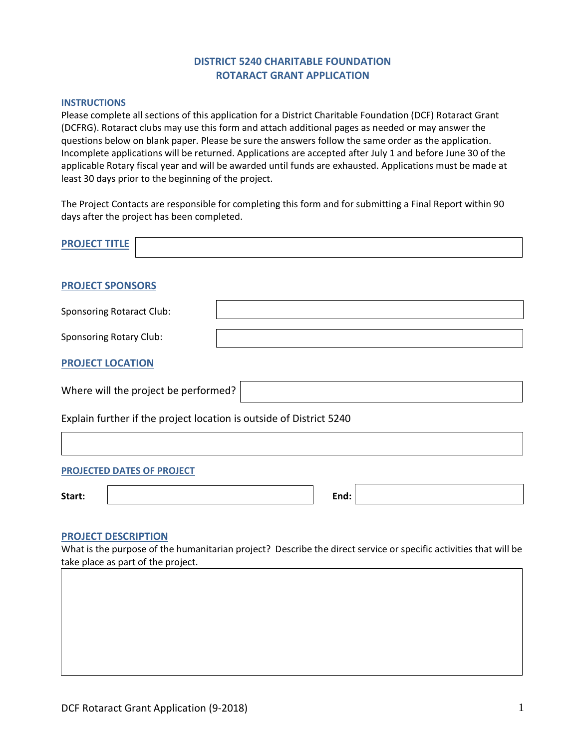# DISTRICT 5240 CHARITABLE FOUNDATION
# ROTARACT GRANT APPLICATION

### INSTRUCTIONS

Please complete all sections of this application for a District Charitable Foundation (DCF) Rotaract Grant (DCFRG). Rotaract clubs may use this form and attach additional pages as needed or may answer the questions below on blank paper. Please be sure the answers follow the same order as the application. Incomplete applications will be returned. Applications are accepted after July 1 and before June 30 of the applicable Rotary fiscal year and will be awarded until funds are exhausted. Applications must be made at least 30 days prior to the beginning of the project.

The Project Contacts are responsible for completing this form and for submitting a Final Report within 90 days after the project has been completed.

## PROJECT TITLE

## PROJECT SPONSORS

Sponsoring Rotaract Club:

Sponsoring Rotary Club:

## PROJECT LOCATION

Where will the project be performed?

Explain further if the project location is outside of District 5240

### PROJECTED DATES OF PROJECT

**Start:** 

**End:**

## PROJECT DESCRIPTION

What is the purpose of the humanitarian project? Describe the direct service or specific activities that will be take place as part of the project.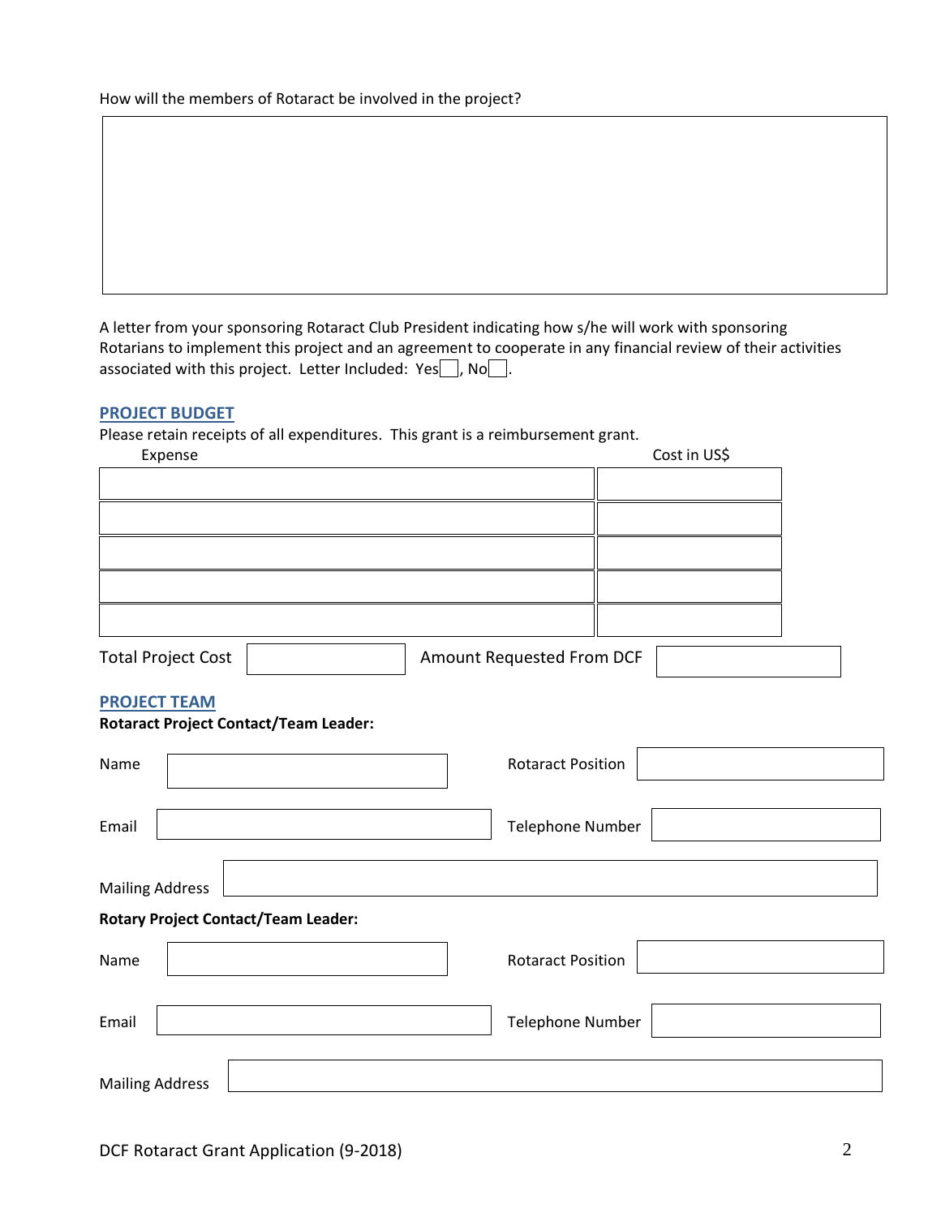How will the members of Rotaract be involved in the project?

&nbsp;

A letter from your sponsoring Rotaract Club President indicating how s/he will work with sponsoring Rotarians to implement this project and an agreement to cooperate in any financial review of their activities associated with this project. Letter Included: Yes☐, No☐.

## PROJECT BUDGET

Please retain receipts of all expenditures. This grant is a reimbursement grant.

| Expense | Cost in US$ |
|---|---|
| | |
| | |
| | |
| | |
| | |

Total Project Cost ____________ Amount Requested From DCF ____________

## PROJECT TEAM

**Rotaract Project Contact/Team Leader:**

Name ____________ Rotaract Position ____________

Email ____________ Telephone Number ____________

Mailing Address ____________

**Rotary Project Contact/Team Leader:**

Name ____________ Rotaract Position ____________

Email ____________ Telephone Number ____________

Mailing Address ____________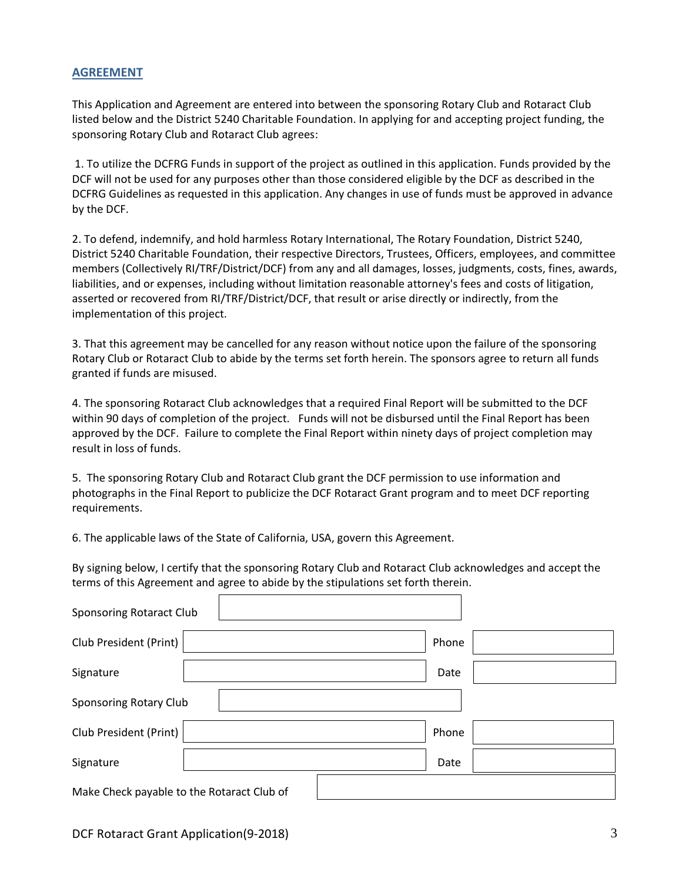## AGREEMENT

This Application and Agreement are entered into between the sponsoring Rotary Club and Rotaract Club listed below and the District 5240 Charitable Foundation. In applying for and accepting project funding, the sponsoring Rotary Club and Rotaract Club agrees:

1. To utilize the DCFRG Funds in support of the project as outlined in this application. Funds provided by the DCF will not be used for any purposes other than those considered eligible by the DCF as described in the DCFRG Guidelines as requested in this application. Any changes in use of funds must be approved in advance by the DCF.

2. To defend, indemnify, and hold harmless Rotary International, The Rotary Foundation, District 5240, District 5240 Charitable Foundation, their respective Directors, Trustees, Officers, employees, and committee members (Collectively RI/TRF/District/DCF) from any and all damages, losses, judgments, costs, fines, awards, liabilities, and or expenses, including without limitation reasonable attorney's fees and costs of litigation, asserted or recovered from RI/TRF/District/DCF, that result or arise directly or indirectly, from the implementation of this project.

3. That this agreement may be cancelled for any reason without notice upon the failure of the sponsoring Rotary Club or Rotaract Club to abide by the terms set forth herein. The sponsors agree to return all funds granted if funds are misused.

4. The sponsoring Rotaract Club acknowledges that a required Final Report will be submitted to the DCF within 90 days of completion of the project. Funds will not be disbursed until the Final Report has been approved by the DCF. Failure to complete the Final Report within ninety days of project completion may result in loss of funds.

5. The sponsoring Rotary Club and Rotaract Club grant the DCF permission to use information and photographs in the Final Report to publicize the DCF Rotaract Grant program and to meet DCF reporting requirements.

6. The applicable laws of the State of California, USA, govern this Agreement.

By signing below, I certify that the sponsoring Rotary Club and Rotaract Club acknowledges and accept the terms of this Agreement and agree to abide by the stipulations set forth therein.

Sponsoring Rotaract Club ____________________

Club President (Print) ____________________ Phone ____________

Signature ____________________ Date ____________

Sponsoring Rotary Club ____________________

Club President (Print) ____________________ Phone ____________

Signature ____________________ Date ____________

Make Check payable to the Rotaract Club of ____________________

DCF Rotaract Grant Application(9-2018)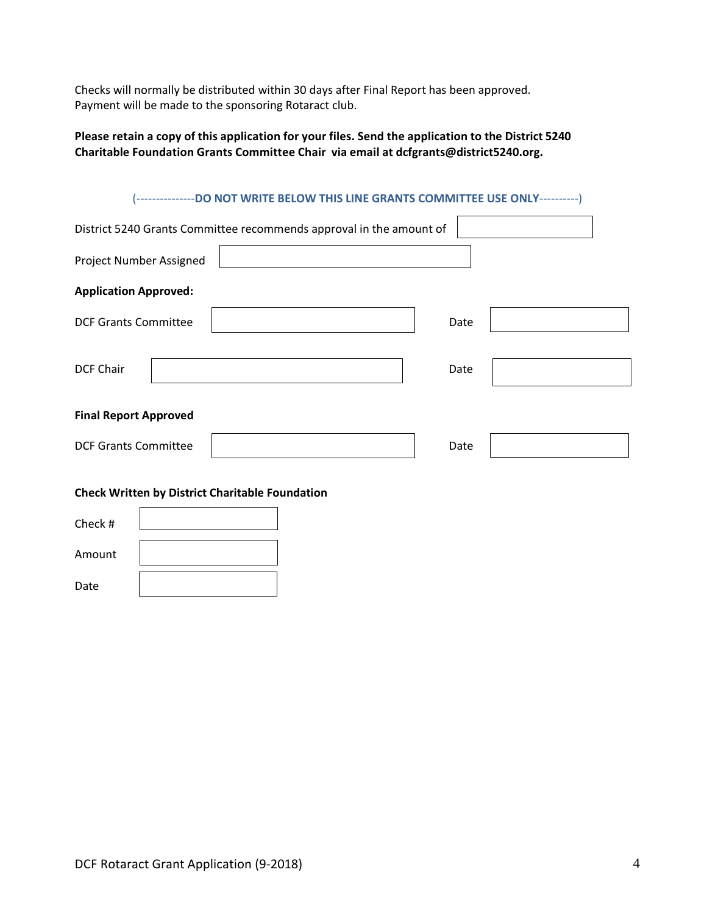Checks will normally be distributed within 30 days after Final Report has been approved.
Payment will be made to the sponsoring Rotaract club.

**Please retain a copy of this application for your files. Send the application to the District 5240 Charitable Foundation Grants Committee Chair via email at dcfgrants@district5240.org.**

(---------------**DO NOT WRITE BELOW THIS LINE GRANTS COMMITTEE USE ONLY**----------)

District 5240 Grants Committee recommends approval in the amount of ____________

Project Number Assigned ____________

**Application Approved:**

DCF Grants Committee ____________ Date ____________

DCF Chair ____________ Date ____________

**Final Report Approved**

DCF Grants Committee ____________ Date ____________

**Check Written by District Charitable Foundation**

Check # ____________

Amount ____________

Date ____________